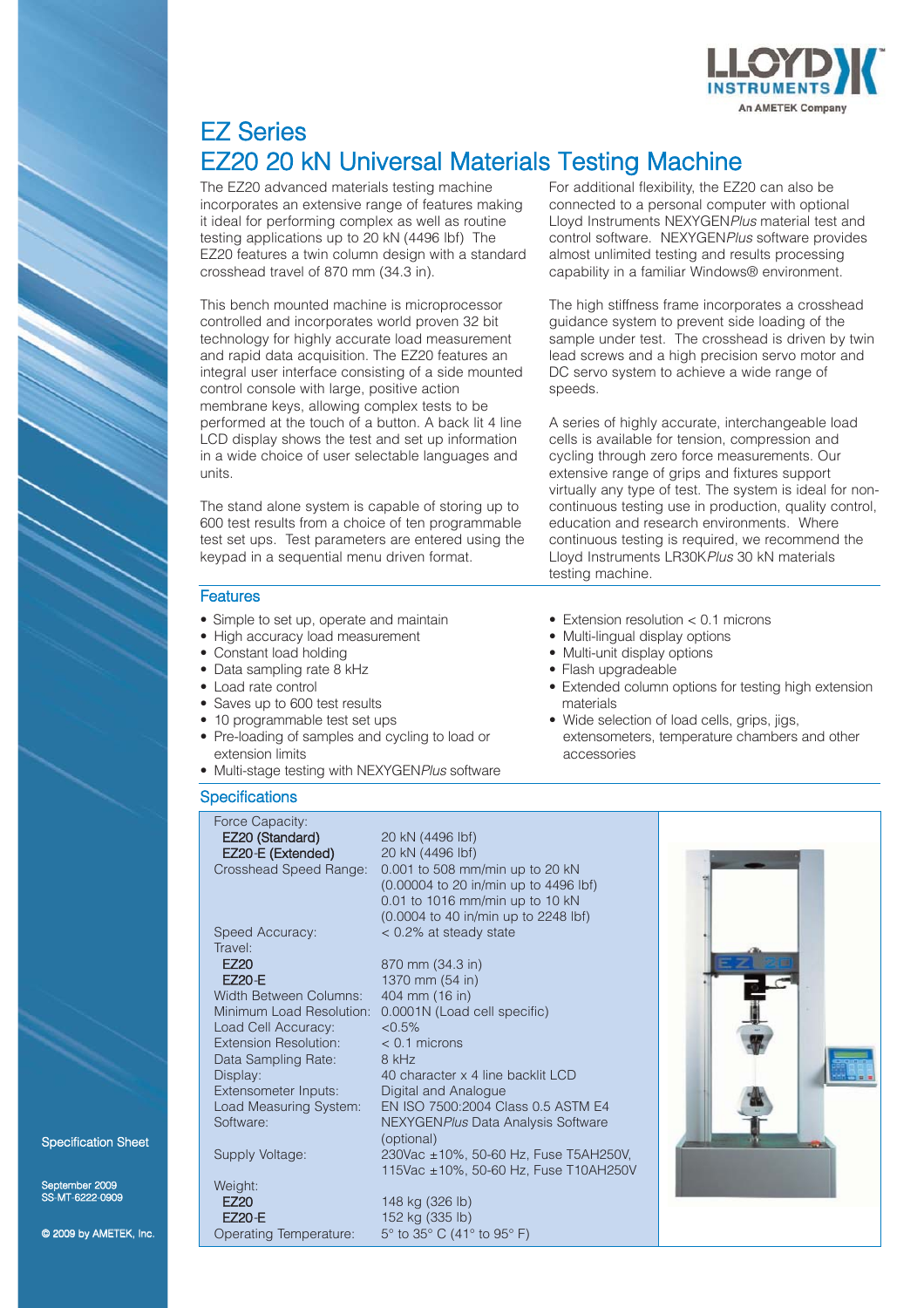# EZ Series
# EZ20 20 kN Universal Materials Testing Machine

The EZ20 advanced materials testing machine incorporates an extensive range of features making it ideal for performing complex as well as routine testing applications up to 20 kN (4496 lbf) The EZ20 features a twin column design with a standard crosshead travel of 870 mm (34.3 in).

This bench mounted machine is microprocessor controlled and incorporates world proven 32 bit technology for highly accurate load measurement and rapid data acquisition. The EZ20 features an integral user interface consisting of a side mounted control console with large, positive action membrane keys, allowing complex tests to be performed at the touch of a button. A back lit 4 line LCD display shows the test and set up information in a wide choice of user selectable languages and units.

The stand alone system is capable of storing up to 600 test results from a choice of ten programmable test set ups. Test parameters are entered using the keypad in a sequential menu driven format.

For additional flexibility, the EZ20 can also be connected to a personal computer with optional Lloyd Instruments NEXYGEN*Plus* material test and control software. NEXYGEN*Plus* software provides almost unlimited testing and results processing capability in a familiar Windows® environment.

The high stiffness frame incorporates a crosshead guidance system to prevent side loading of the sample under test. The crosshead is driven by twin lead screws and a high precision servo motor and DC servo system to achieve a wide range of speeds.

A series of highly accurate, interchangeable load cells is available for tension, compression and cycling through zero force measurements. Our extensive range of grips and fixtures support virtually any type of test. The system is ideal for non-continuous testing use in production, quality control, education and research environments. Where continuous testing is required, we recommend the Lloyd Instruments LR30K*Plus* 30 kN materials testing machine.

## Features

- Simple to set up, operate and maintain
- High accuracy load measurement
- Constant load holding
- Data sampling rate 8 kHz
- Load rate control
- Saves up to 600 test results
- 10 programmable test set ups
- Pre-loading of samples and cycling to load or extension limits
- Multi-stage testing with NEXYGEN*Plus* software
- Extension resolution < 0.1 microns
- Multi-lingual display options
- Multi-unit display options
- Flash upgradeable
- Extended column options for testing high extension materials
- Wide selection of load cells, grips, jigs, extensometers, temperature chambers and other accessories

## Specifications

| | |
|---|---|
| Force Capacity: | |
| EZ20 (Standard) | 20 kN (4496 lbf) |
| EZ20-E (Extended) | 20 kN (4496 lbf) |
| Crosshead Speed Range: | 0.001 to 508 mm/min up to 20 kN (0.00004 to 20 in/min up to 4496 lbf) 0.01 to 1016 mm/min up to 10 kN (0.0004 to 40 in/min up to 2248 lbf) |
| Speed Accuracy: | < 0.2% at steady state |
| Travel: | |
| EZ20 | 870 mm (34.3 in) |
| EZ20-E | 1370 mm (54 in) |
| Width Between Columns: | 404 mm (16 in) |
| Minimum Load Resolution: | 0.0001N (Load cell specific) |
| Load Cell Accuracy: | <0.5% |
| Extension Resolution: | < 0.1 microns |
| Data Sampling Rate: | 8 kHz |
| Display: | 40 character x 4 line backlit LCD |
| Extensometer Inputs: | Digital and Analogue |
| Load Measuring System: | EN ISO 7500:2004 Class 0.5 ASTM E4 |
| Software: | NEXYGEN*Plus* Data Analysis Software (optional) |
| Supply Voltage: | 230Vac ±10%, 50-60 Hz, Fuse T5AH250V, 115Vac ±10%, 50-60 Hz, Fuse T10AH250V |
| Weight: | |
| EZ20 | 148 kg (326 lb) |
| EZ20-E | 152 kg (335 lb) |
| Operating Temperature: | 5° to 35° C (41° to 95° F) |

Specification Sheet

September 2009
SS-MT-6222-0909

© 2009 by AMETEK, Inc.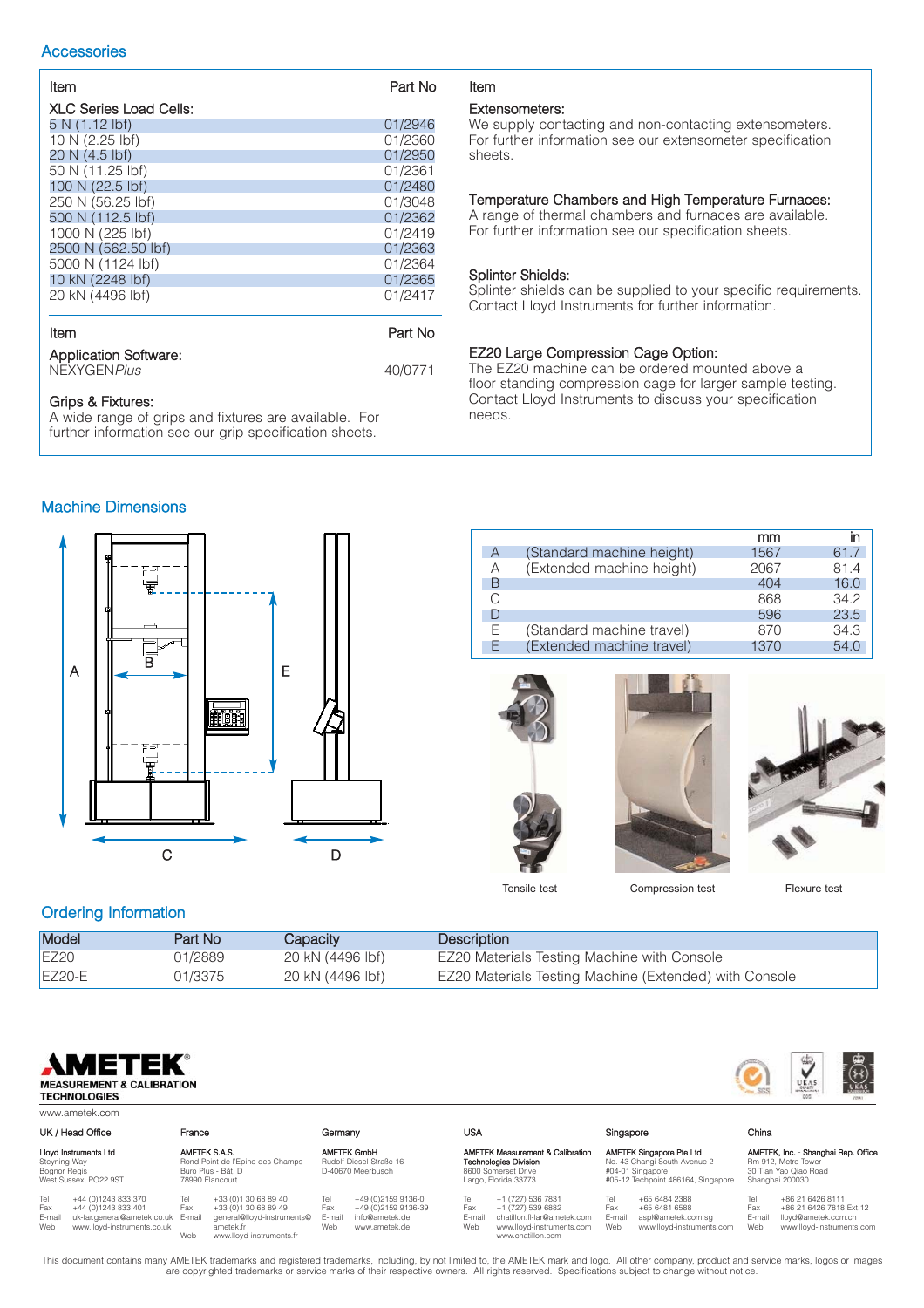## Accessories

| Item | Part No |
|---|---|
| **XLC Series Load Cells:** | |
| 5 N (1.12 lbf) | 01/2946 |
| 10 N (2.25 lbf) | 01/2360 |
| 20 N (4.5 lbf) | 01/2950 |
| 50 N (11.25 lbf) | 01/2361 |
| 100 N (22.5 lbf) | 01/2480 |
| 250 N (56.25 lbf) | 01/3048 |
| 500 N (112.5 lbf) | 01/2362 |
| 1000 N (225 lbf) | 01/2419 |
| 2500 N (562.50 lbf) | 01/2363 |
| 5000 N (1124 lbf) | 01/2364 |
| 10 kN (2248 lbf) | 01/2365 |
| 20 kN (4496 lbf) | 01/2417 |

| Item | Part No |
|---|---|
| **Application Software:** | |
| NEXYGEN*Plus* | 40/0771 |

**Grips & Fixtures:**
A wide range of grips and fixtures are available. For further information see our grip specification sheets.

**Item**

**Extensometers:**
We supply contacting and non-contacting extensometers. For further information see our extensometer specification sheets.

**Temperature Chambers and High Temperature Furnaces:**
A range of thermal chambers and furnaces are available. For further information see our specification sheets.

**Splinter Shields:**
Splinter shields can be supplied to your specific requirements. Contact Lloyd Instruments for further information.

**EZ20 Large Compression Cage Option:**
The EZ20 machine can be ordered mounted above a floor standing compression cage for larger sample testing. Contact Lloyd Instruments to discuss your specification needs.

## Machine Dimensions

A
B
C
D
E

| | | mm | in |
|---|---|---|---|
| A | (Standard machine height) | 1567 | 61.7 |
| A | (Extended machine height) | 2067 | 81.4 |
| B | | 404 | 16.0 |
| C | | 868 | 34.2 |
| D | | 596 | 23.5 |
| E | (Standard machine travel) | 870 | 34.3 |
| E | (Extended machine travel) | 1370 | 54.0 |

Tensile test

Compression test

Flexure test

## Ordering Information

| Model | Part No | Capacity | Description |
|---|---|---|---|
| EZ20 | 01/2889 | 20 kN (4496 lbf) | EZ20 Materials Testing Machine with Console |
| EZ20-E | 01/3375 | 20 kN (4496 lbf) | EZ20 Materials Testing Machine (Extended) with Console |

**AMETEK**
**MEASUREMENT & CALIBRATION TECHNOLOGIES**

www.ametek.com

**UK / Head Office**
Lloyd Instruments Ltd
Steyning Way
Bognor Regis
West Sussex, PO22 9ST
Tel +44 (0)1243 833 370
Fax +44 (0)1243 833 401
E-mail uk-far.general@ametek.co.uk
Web www.lloyd-instruments.co.uk

**France**
AMETEK S.A.S.
Rond Point de l'Epine des Champs
Buro Plus - Bât. D
78990 Elancourt
Tel +33 (0)1 30 68 89 40
Fax +33 (0)1 30 68 89 49
E-mail general@lloyd-instruments@ametek.fr
Web www.lloyd-instruments.fr

**Germany**
AMETEK GmbH
Rudolf-Diesel-Straße 16
D-40670 Meerbusch
Tel +49 (0)2159 9136-0
Fax +49 (0)2159 9136-39
E-mail info@ametek.de
Web www.ametek.de

**USA**
AMETEK Measurement & Calibration Technologies Division
8600 Somerset Drive
Largo, Florida 33773
Tel +1 (727) 536 7831
Fax +1 (727) 539 6882
E-mail chatillon.fl-lar@ametek.com
Web www.lloyd-instruments.com
www.chatillon.com

**Singapore**
AMETEK Singapore Pte Ltd
No. 43 Changi South Avenue 2
#04-01 Singapore
#05-12 Techpoint 486164, Singapore
Tel +65 6484 2388
Fax +65 6481 6588
E-mail aspl@ametek.com.sg
Web www.lloyd-instruments.com

**China**
AMETEK, Inc. - Shanghai Rep. Office
Rm 912, Metro Tower
30 Tian Yao Qiao Road
Shanghai 200030
Tel +86 21 6426 8111
Fax +86 21 6426 7818 Ext.12
E-mail lloyd@ametek.com.cn
Web www.lloyd-instruments.com

This document contains many AMETEK trademarks and registered trademarks, including, by not limited to, the AMETEK mark and logo. All other company, product and service marks, logos or images are copyrighted trademarks or service marks of their respective owners. All rights reserved. Specifications subject to change without notice.